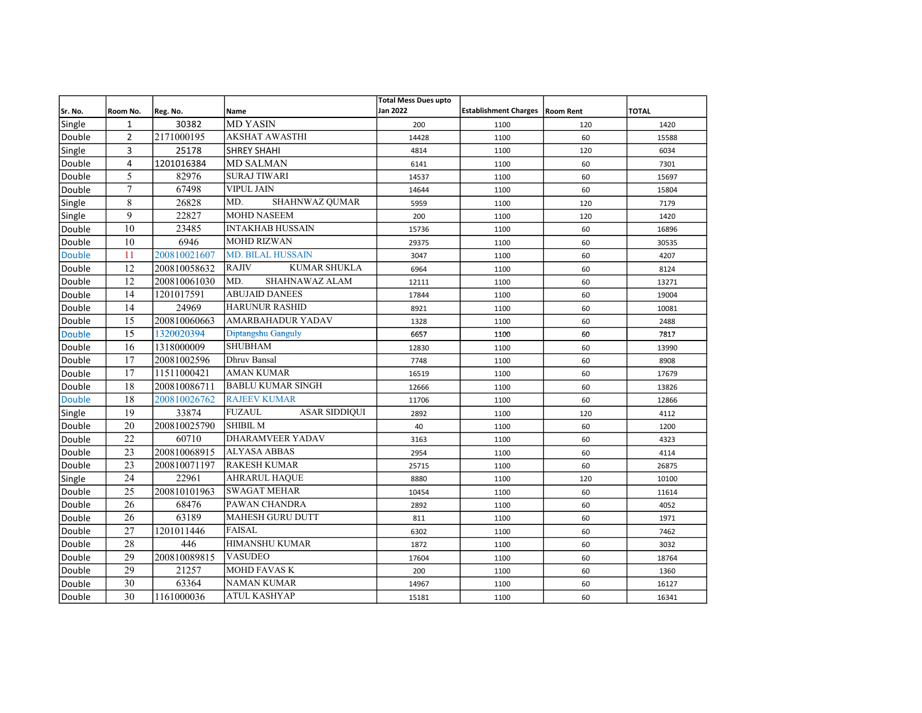| Sr. No. | Room No. | Reg. No. | Name | Total Mess Dues upto Jan 2022 | Establishment Charges | Room Rent | TOTAL |
|---|---|---|---|---|---|---|---|
| Single | 1 | 30382 | MD YASIN | 200 | 1100 | 120 | 1420 |
| Double | 2 | 2171000195 | AKSHAT AWASTHI | 14428 | 1100 | 60 | 15588 |
| Single | 3 | 25178 | SHREY SHAHI | 4814 | 1100 | 120 | 6034 |
| Double | 4 | 1201016384 | MD SALMAN | 6141 | 1100 | 60 | 7301 |
| Double | 5 | 82976 | SURAJ TIWARI | 14537 | 1100 | 60 | 15697 |
| Double | 7 | 67498 | VIPUL JAIN | 14644 | 1100 | 60 | 15804 |
| Single | 8 | 26828 | MD. SHAHNWAZ QUMAR | 5959 | 1100 | 120 | 7179 |
| Single | 9 | 22827 | MOHD NASEEM | 200 | 1100 | 120 | 1420 |
| Double | 10 | 23485 | INTAKHAB HUSSAIN | 15736 | 1100 | 60 | 16896 |
| Double | 10 | 6946 | MOHD RIZWAN | 29375 | 1100 | 60 | 30535 |
| Double | 11 | 200810021607 | MD. BILAL HUSSAIN | 3047 | 1100 | 60 | 4207 |
| Double | 12 | 200810058632 | RAJIV KUMAR SHUKLA | 6964 | 1100 | 60 | 8124 |
| Double | 12 | 200810061030 | MD. SHAHNAWAZ ALAM | 12111 | 1100 | 60 | 13271 |
| Double | 14 | 1201017591 | ABUJAID DANEES | 17844 | 1100 | 60 | 19004 |
| Double | 14 | 24969 | HARUNUR RASHID | 8921 | 1100 | 60 | 10081 |
| Double | 15 | 200810060663 | AMARBAHADUR YADAV | 1328 | 1100 | 60 | 2488 |
| Double | 15 | 1320020394 | Diptangshu Ganguly | 6657 | 1100 | 60 | 7817 |
| Double | 16 | 1318000009 | SHUBHAM | 12830 | 1100 | 60 | 13990 |
| Double | 17 | 20081002596 | Dhruv Bansal | 7748 | 1100 | 60 | 8908 |
| Double | 17 | 11511000421 | AMAN KUMAR | 16519 | 1100 | 60 | 17679 |
| Double | 18 | 200810086711 | BABLU KUMAR SINGH | 12666 | 1100 | 60 | 13826 |
| Double | 18 | 200810026762 | RAJEEV KUMAR | 11706 | 1100 | 60 | 12866 |
| Single | 19 | 33874 | FUZAUL ASAR SIDDIQUI | 2892 | 1100 | 120 | 4112 |
| Double | 20 | 200810025790 | SHIBIL M | 40 | 1100 | 60 | 1200 |
| Double | 22 | 60710 | DHARAMVEER YADAV | 3163 | 1100 | 60 | 4323 |
| Double | 23 | 200810068915 | ALYASA ABBAS | 2954 | 1100 | 60 | 4114 |
| Double | 23 | 200810071197 | RAKESH KUMAR | 25715 | 1100 | 60 | 26875 |
| Single | 24 | 22961 | AHRARUL HAQUE | 8880 | 1100 | 120 | 10100 |
| Double | 25 | 200810101963 | SWAGAT MEHAR | 10454 | 1100 | 60 | 11614 |
| Double | 26 | 68476 | PAWAN CHANDRA | 2892 | 1100 | 60 | 4052 |
| Double | 26 | 63189 | MAHESH GURU DUTT | 811 | 1100 | 60 | 1971 |
| Double | 27 | 1201011446 | FAISAL | 6302 | 1100 | 60 | 7462 |
| Double | 28 | 446 | HIMANSHU KUMAR | 1872 | 1100 | 60 | 3032 |
| Double | 29 | 200810089815 | VASUDEO | 17604 | 1100 | 60 | 18764 |
| Double | 29 | 21257 | MOHD FAVAS K | 200 | 1100 | 60 | 1360 |
| Double | 30 | 63364 | NAMAN KUMAR | 14967 | 1100 | 60 | 16127 |
| Double | 30 | 1161000036 | ATUL KASHYAP | 15181 | 1100 | 60 | 16341 |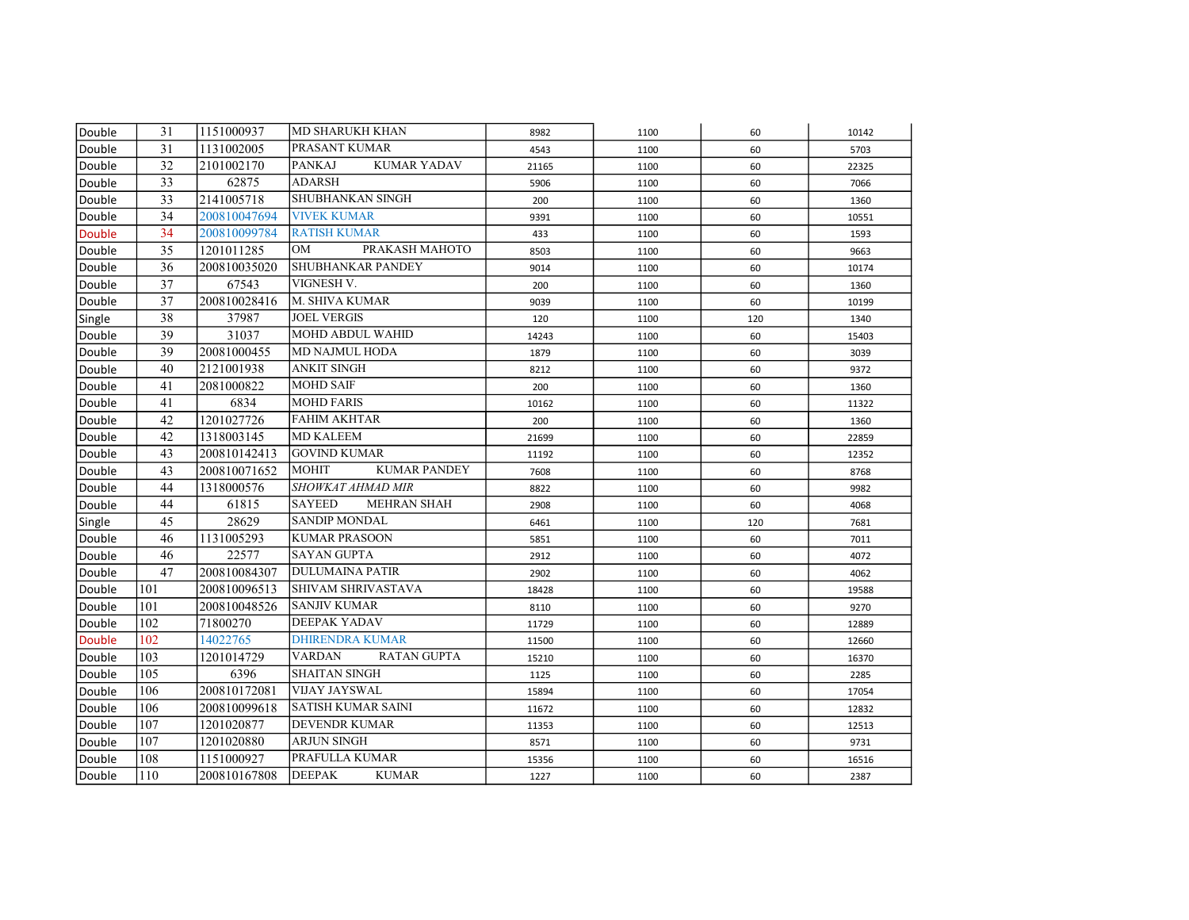| | | | | | | | |
|---|---|---|---|---|---|---|---|
| Double | 31 | 1151000937 | MD SHARUKH KHAN | 8982 | 1100 | 60 | 10142 |
| Double | 31 | 1131002005 | PRASANT KUMAR | 4543 | 1100 | 60 | 5703 |
| Double | 32 | 2101002170 | PANKAJ KUMAR YADAV | 21165 | 1100 | 60 | 22325 |
| Double | 33 | 62875 | ADARSH | 5906 | 1100 | 60 | 7066 |
| Double | 33 | 2141005718 | SHUBHANKAN SINGH | 200 | 1100 | 60 | 1360 |
| Double | 34 | 200810047694 | VIVEK KUMAR | 9391 | 1100 | 60 | 10551 |
| Double | 34 | 200810099784 | RATISH KUMAR | 433 | 1100 | 60 | 1593 |
| Double | 35 | 1201011285 | OM PRAKASH MAHOTO | 8503 | 1100 | 60 | 9663 |
| Double | 36 | 200810035020 | SHUBHANKAR PANDEY | 9014 | 1100 | 60 | 10174 |
| Double | 37 | 67543 | VIGNESH V. | 200 | 1100 | 60 | 1360 |
| Double | 37 | 200810028416 | M. SHIVA KUMAR | 9039 | 1100 | 60 | 10199 |
| Single | 38 | 37987 | JOEL VERGIS | 120 | 1100 | 120 | 1340 |
| Double | 39 | 31037 | MOHD ABDUL WAHID | 14243 | 1100 | 60 | 15403 |
| Double | 39 | 20081000455 | MD NAJMUL HODA | 1879 | 1100 | 60 | 3039 |
| Double | 40 | 2121001938 | ANKIT SINGH | 8212 | 1100 | 60 | 9372 |
| Double | 41 | 2081000822 | MOHD SAIF | 200 | 1100 | 60 | 1360 |
| Double | 41 | 6834 | MOHD FARIS | 10162 | 1100 | 60 | 11322 |
| Double | 42 | 1201027726 | FAHIM AKHTAR | 200 | 1100 | 60 | 1360 |
| Double | 42 | 1318003145 | MD KALEEM | 21699 | 1100 | 60 | 22859 |
| Double | 43 | 200810142413 | GOVIND KUMAR | 11192 | 1100 | 60 | 12352 |
| Double | 43 | 200810071652 | MOHIT KUMAR PANDEY | 7608 | 1100 | 60 | 8768 |
| Double | 44 | 1318000576 | *SHOWKAT AHMAD MIR* | 8822 | 1100 | 60 | 9982 |
| Double | 44 | 61815 | SAYEED MEHRAN SHAH | 2908 | 1100 | 60 | 4068 |
| Single | 45 | 28629 | SANDIP MONDAL | 6461 | 1100 | 120 | 7681 |
| Double | 46 | 1131005293 | KUMAR PRASOON | 5851 | 1100 | 60 | 7011 |
| Double | 46 | 22577 | SAYAN GUPTA | 2912 | 1100 | 60 | 4072 |
| Double | 47 | 200810084307 | DULUMAINA PATIR | 2902 | 1100 | 60 | 4062 |
| Double | 101 | 200810096513 | SHIVAM SHRIVASTAVA | 18428 | 1100 | 60 | 19588 |
| Double | 101 | 200810048526 | SANJIV KUMAR | 8110 | 1100 | 60 | 9270 |
| Double | 102 | 71800270 | DEEPAK YADAV | 11729 | 1100 | 60 | 12889 |
| Double | 102 | 14022765 | DHIRENDRA KUMAR | 11500 | 1100 | 60 | 12660 |
| Double | 103 | 1201014729 | VARDAN RATAN GUPTA | 15210 | 1100 | 60 | 16370 |
| Double | 105 | 6396 | SHAITAN SINGH | 1125 | 1100 | 60 | 2285 |
| Double | 106 | 200810172081 | VIJAY JAYSWAL | 15894 | 1100 | 60 | 17054 |
| Double | 106 | 200810099618 | SATISH KUMAR SAINI | 11672 | 1100 | 60 | 12832 |
| Double | 107 | 1201020877 | DEVENDR KUMAR | 11353 | 1100 | 60 | 12513 |
| Double | 107 | 1201020880 | ARJUN SINGH | 8571 | 1100 | 60 | 9731 |
| Double | 108 | 1151000927 | PRAFULLA KUMAR | 15356 | 1100 | 60 | 16516 |
| Double | 110 | 200810167808 | DEEPAK KUMAR | 1227 | 1100 | 60 | 2387 |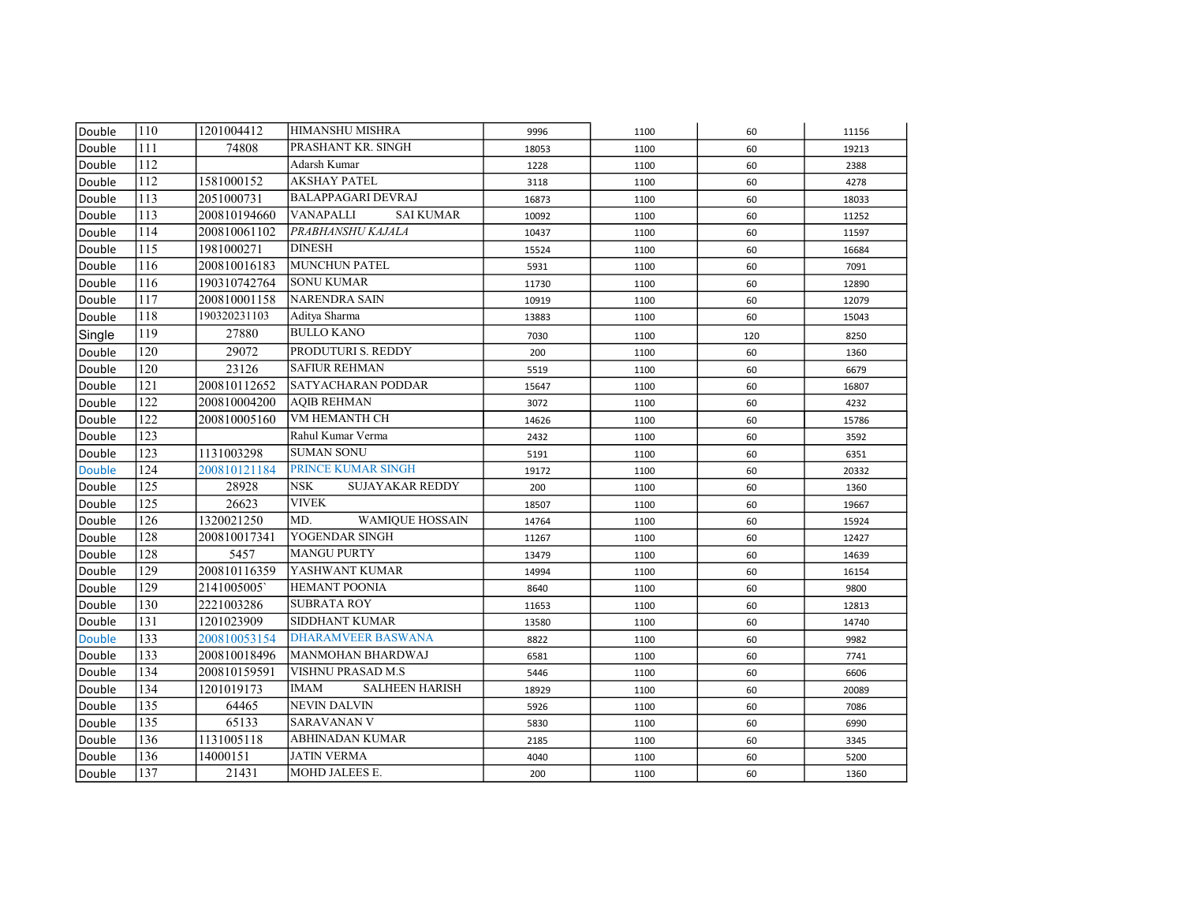| | | | | | | | |
|---|---|---|---|---|---|---|---|
| Double | 110 | 1201004412 | HIMANSHU MISHRA | 9996 | 1100 | 60 | 11156 |
| Double | 111 | 74808 | PRASHANT KR. SINGH | 18053 | 1100 | 60 | 19213 |
| Double | 112 | | Adarsh Kumar | 1228 | 1100 | 60 | 2388 |
| Double | 112 | 1581000152 | AKSHAY PATEL | 3118 | 1100 | 60 | 4278 |
| Double | 113 | 2051000731 | BALAPPAGARI DEVRAJ | 16873 | 1100 | 60 | 18033 |
| Double | 113 | 200810194660 | VANAPALLI SAI KUMAR | 10092 | 1100 | 60 | 11252 |
| Double | 114 | 200810061102 | *PRABHANSHU KAJALA* | 10437 | 1100 | 60 | 11597 |
| Double | 115 | 1981000271 | DINESH | 15524 | 1100 | 60 | 16684 |
| Double | 116 | 200810016183 | MUNCHUN PATEL | 5931 | 1100 | 60 | 7091 |
| Double | 116 | 190310742764 | SONU KUMAR | 11730 | 1100 | 60 | 12890 |
| Double | 117 | 200810001158 | NARENDRA SAIN | 10919 | 1100 | 60 | 12079 |
| Double | 118 | 190320231103 | Aditya Sharma | 13883 | 1100 | 60 | 15043 |
| Single | 119 | 27880 | BULLO KANO | 7030 | 1100 | 120 | 8250 |
| Double | 120 | 29072 | PRODUTURI S. REDDY | 200 | 1100 | 60 | 1360 |
| Double | 120 | 23126 | SAFIUR REHMAN | 5519 | 1100 | 60 | 6679 |
| Double | 121 | 200810112652 | SATYACHARAN PODDAR | 15647 | 1100 | 60 | 16807 |
| Double | 122 | 200810004200 | AQIB REHMAN | 3072 | 1100 | 60 | 4232 |
| Double | 122 | 200810005160 | VM HEMANTH CH | 14626 | 1100 | 60 | 15786 |
| Double | 123 | | Rahul Kumar Verma | 2432 | 1100 | 60 | 3592 |
| Double | 123 | 1131003298 | SUMAN SONU | 5191 | 1100 | 60 | 6351 |
| Double | 124 | 200810121184 | PRINCE KUMAR SINGH | 19172 | 1100 | 60 | 20332 |
| Double | 125 | 28928 | NSK SUJAYAKAR REDDY | 200 | 1100 | 60 | 1360 |
| Double | 125 | 26623 | VIVEK | 18507 | 1100 | 60 | 19667 |
| Double | 126 | 1320021250 | MD. WAMIQUE HOSSAIN | 14764 | 1100 | 60 | 15924 |
| Double | 128 | 200810017341 | YOGENDAR SINGH | 11267 | 1100 | 60 | 12427 |
| Double | 128 | 5457 | MANGU PURTY | 13479 | 1100 | 60 | 14639 |
| Double | 129 | 200810116359 | YASHWANT KUMAR | 14994 | 1100 | 60 | 16154 |
| Double | 129 | 2141005005` | HEMANT POONIA | 8640 | 1100 | 60 | 9800 |
| Double | 130 | 2221003286 | SUBRATA ROY | 11653 | 1100 | 60 | 12813 |
| Double | 131 | 1201023909 | SIDDHANT KUMAR | 13580 | 1100 | 60 | 14740 |
| Double | 133 | 200810053154 | DHARAMVEER BASWANA | 8822 | 1100 | 60 | 9982 |
| Double | 133 | 200810018496 | MANMOHAN BHARDWAJ | 6581 | 1100 | 60 | 7741 |
| Double | 134 | 200810159591 | VISHNU PRASAD M.S | 5446 | 1100 | 60 | 6606 |
| Double | 134 | 1201019173 | IMAM SALHEEN HARISH | 18929 | 1100 | 60 | 20089 |
| Double | 135 | 64465 | NEVIN DALVIN | 5926 | 1100 | 60 | 7086 |
| Double | 135 | 65133 | SARAVANAN V | 5830 | 1100 | 60 | 6990 |
| Double | 136 | 1131005118 | ABHINADAN KUMAR | 2185 | 1100 | 60 | 3345 |
| Double | 136 | 14000151 | JATIN VERMA | 4040 | 1100 | 60 | 5200 |
| Double | 137 | 21431 | MOHD JALEES E. | 200 | 1100 | 60 | 1360 |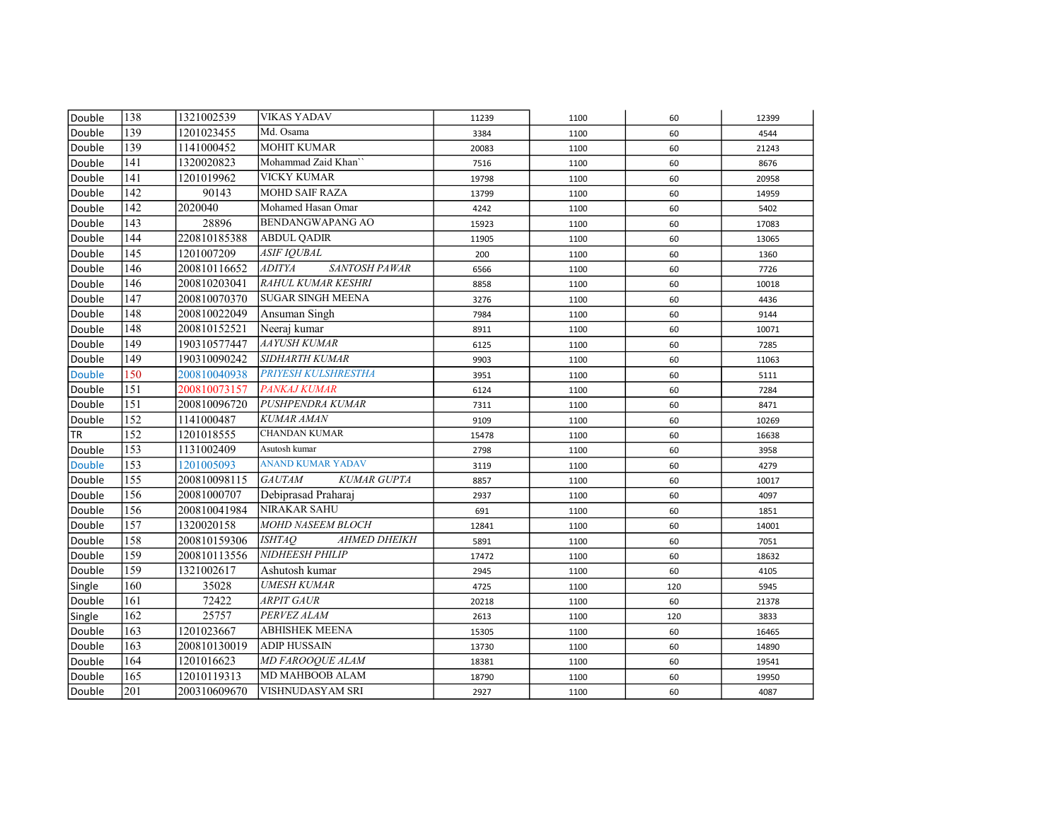| | | | | | | | |
|---|---|---|---|---|---|---|---|
| Double | 138 | 1321002539 | VIKAS YADAV | 11239 | 1100 | 60 | 12399 |
| Double | 139 | 1201023455 | Md. Osama | 3384 | 1100 | 60 | 4544 |
| Double | 139 | 1141000452 | MOHIT KUMAR | 20083 | 1100 | 60 | 21243 |
| Double | 141 | 1320020823 | Mohammad Zaid Khan`` | 7516 | 1100 | 60 | 8676 |
| Double | 141 | 1201019962 | VICKY KUMAR | 19798 | 1100 | 60 | 20958 |
| Double | 142 | 90143 | MOHD SAIF RAZA | 13799 | 1100 | 60 | 14959 |
| Double | 142 | 2020040 | Mohamed Hasan Omar | 4242 | 1100 | 60 | 5402 |
| Double | 143 | 28896 | BENDANGWAPANG AO | 15923 | 1100 | 60 | 17083 |
| Double | 144 | 220810185388 | ABDUL QADIR | 11905 | 1100 | 60 | 13065 |
| Double | 145 | 1201007209 | *ASIF IQUBAL* | 200 | 1100 | 60 | 1360 |
| Double | 146 | 200810116652 | *ADITYA SANTOSH PAWAR* | 6566 | 1100 | 60 | 7726 |
| Double | 146 | 200810203041 | *RAHUL KUMAR KESHRI* | 8858 | 1100 | 60 | 10018 |
| Double | 147 | 200810070370 | SUGAR SINGH MEENA | 3276 | 1100 | 60 | 4436 |
| Double | 148 | 200810022049 | Ansuman Singh | 7984 | 1100 | 60 | 9144 |
| Double | 148 | 200810152521 | Neeraj kumar | 8911 | 1100 | 60 | 10071 |
| Double | 149 | 190310577447 | *AAYUSH KUMAR* | 6125 | 1100 | 60 | 7285 |
| Double | 149 | 190310090242 | *SIDHARTH KUMAR* | 9903 | 1100 | 60 | 11063 |
| Double | 150 | 200810040938 | *PRIYESH KULSHRESTHA* | 3951 | 1100 | 60 | 5111 |
| Double | 151 | 200810073157 | *PANKAJ KUMAR* | 6124 | 1100 | 60 | 7284 |
| Double | 151 | 200810096720 | *PUSHPENDRA KUMAR* | 7311 | 1100 | 60 | 8471 |
| Double | 152 | 1141000487 | *KUMAR AMAN* | 9109 | 1100 | 60 | 10269 |
| TR | 152 | 1201018555 | CHANDAN KUMAR | 15478 | 1100 | 60 | 16638 |
| Double | 153 | 1131002409 | Asutosh kumar | 2798 | 1100 | 60 | 3958 |
| Double | 153 | 1201005093 | ANAND KUMAR YADAV | 3119 | 1100 | 60 | 4279 |
| Double | 155 | 200810098115 | *GAUTAM KUMAR GUPTA* | 8857 | 1100 | 60 | 10017 |
| Double | 156 | 20081000707 | Debiprasad Praharaj | 2937 | 1100 | 60 | 4097 |
| Double | 156 | 200810041984 | NIRAKAR SAHU | 691 | 1100 | 60 | 1851 |
| Double | 157 | 1320020158 | *MOHD NASEEM BLOCH* | 12841 | 1100 | 60 | 14001 |
| Double | 158 | 200810159306 | *ISHTAQ AHMED DHEIKH* | 5891 | 1100 | 60 | 7051 |
| Double | 159 | 200810113556 | *NIDHEESH PHILIP* | 17472 | 1100 | 60 | 18632 |
| Double | 159 | 1321002617 | Ashutosh kumar | 2945 | 1100 | 60 | 4105 |
| Single | 160 | 35028 | *UMESH KUMAR* | 4725 | 1100 | 120 | 5945 |
| Double | 161 | 72422 | *ARPIT GAUR* | 20218 | 1100 | 60 | 21378 |
| Single | 162 | 25757 | *PERVEZ ALAM* | 2613 | 1100 | 120 | 3833 |
| Double | 163 | 1201023667 | ABHISHEK MEENA | 15305 | 1100 | 60 | 16465 |
| Double | 163 | 200810130019 | ADIP HUSSAIN | 13730 | 1100 | 60 | 14890 |
| Double | 164 | 1201016623 | *MD FAROOQUE ALAM* | 18381 | 1100 | 60 | 19541 |
| Double | 165 | 12010119313 | MD MAHBOOB ALAM | 18790 | 1100 | 60 | 19950 |
| Double | 201 | 200310609670 | VISHNUDASYAM SRI | 2927 | 1100 | 60 | 4087 |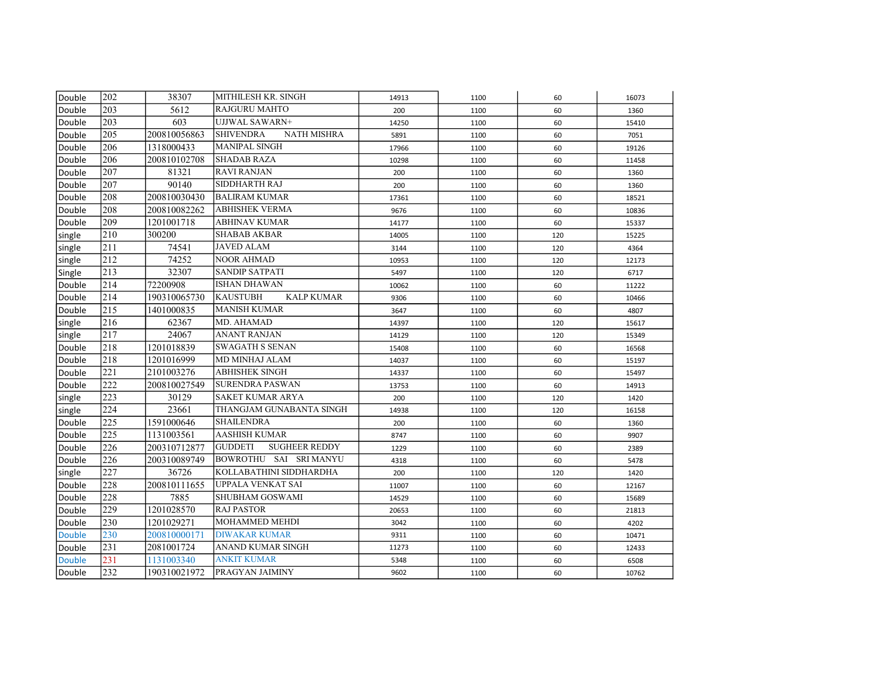| Double | 202 | 38307 | MITHILESH KR. SINGH | 14913 | 1100 | 60 | 16073 |
|---|---|---|---|---|---|---|---|
| Double | 203 | 5612 | RAJGURU MAHTO | 200 | 1100 | 60 | 1360 |
| Double | 203 | 603 | UJJWAL SAWARN+ | 14250 | 1100 | 60 | 15410 |
| Double | 205 | 200810056863 | SHIVENDRA NATH MISHRA | 5891 | 1100 | 60 | 7051 |
| Double | 206 | 1318000433 | MANIPAL SINGH | 17966 | 1100 | 60 | 19126 |
| Double | 206 | 200810102708 | SHADAB RAZA | 10298 | 1100 | 60 | 11458 |
| Double | 207 | 81321 | RAVI RANJAN | 200 | 1100 | 60 | 1360 |
| Double | 207 | 90140 | SIDDHARTH RAJ | 200 | 1100 | 60 | 1360 |
| Double | 208 | 200810030430 | BALIRAM KUMAR | 17361 | 1100 | 60 | 18521 |
| Double | 208 | 200810082262 | ABHISHEK VERMA | 9676 | 1100 | 60 | 10836 |
| Double | 209 | 1201001718 | ABHINAV KUMAR | 14177 | 1100 | 60 | 15337 |
| single | 210 | 300200 | SHABAB AKBAR | 14005 | 1100 | 120 | 15225 |
| single | 211 | 74541 | JAVED ALAM | 3144 | 1100 | 120 | 4364 |
| single | 212 | 74252 | NOOR AHMAD | 10953 | 1100 | 120 | 12173 |
| Single | 213 | 32307 | SANDIP SATPATI | 5497 | 1100 | 120 | 6717 |
| Double | 214 | 72200908 | ISHAN DHAWAN | 10062 | 1100 | 60 | 11222 |
| Double | 214 | 190310065730 | KAUSTUBH KALP KUMAR | 9306 | 1100 | 60 | 10466 |
| Double | 215 | 1401000835 | MANISH KUMAR | 3647 | 1100 | 60 | 4807 |
| single | 216 | 62367 | MD. AHAMAD | 14397 | 1100 | 120 | 15617 |
| single | 217 | 24067 | ANANT RANJAN | 14129 | 1100 | 120 | 15349 |
| Double | 218 | 1201018839 | SWAGATH S SENAN | 15408 | 1100 | 60 | 16568 |
| Double | 218 | 1201016999 | MD MINHAJ ALAM | 14037 | 1100 | 60 | 15197 |
| Double | 221 | 2101003276 | ABHISHEK SINGH | 14337 | 1100 | 60 | 15497 |
| Double | 222 | 200810027549 | SURENDRA PASWAN | 13753 | 1100 | 60 | 14913 |
| single | 223 | 30129 | SAKET KUMAR ARYA | 200 | 1100 | 120 | 1420 |
| single | 224 | 23661 | THANGJAM GUNABANTA SINGH | 14938 | 1100 | 120 | 16158 |
| Double | 225 | 1591000646 | SHAILENDRA | 200 | 1100 | 60 | 1360 |
| Double | 225 | 1131003561 | AASHISH KUMAR | 8747 | 1100 | 60 | 9907 |
| Double | 226 | 200310712877 | GUDDETI SUGHEER REDDY | 1229 | 1100 | 60 | 2389 |
| Double | 226 | 200310089749 | BOWROTHU SAI SRI MANYU | 4318 | 1100 | 60 | 5478 |
| single | 227 | 36726 | KOLLABATHINI SIDDHARDHA | 200 | 1100 | 120 | 1420 |
| Double | 228 | 200810111655 | UPPALA VENKAT SAI | 11007 | 1100 | 60 | 12167 |
| Double | 228 | 7885 | SHUBHAM GOSWAMI | 14529 | 1100 | 60 | 15689 |
| Double | 229 | 1201028570 | RAJ PASTOR | 20653 | 1100 | 60 | 21813 |
| Double | 230 | 1201029271 | MOHAMMED MEHDI | 3042 | 1100 | 60 | 4202 |
| Double | 230 | 200810000171 | DIWAKAR KUMAR | 9311 | 1100 | 60 | 10471 |
| Double | 231 | 2081001724 | ANAND KUMAR SINGH | 11273 | 1100 | 60 | 12433 |
| Double | 231 | 1131003340 | ANKIT KUMAR | 5348 | 1100 | 60 | 6508 |
| Double | 232 | 190310021972 | PRAGYAN JAIMINY | 9602 | 1100 | 60 | 10762 |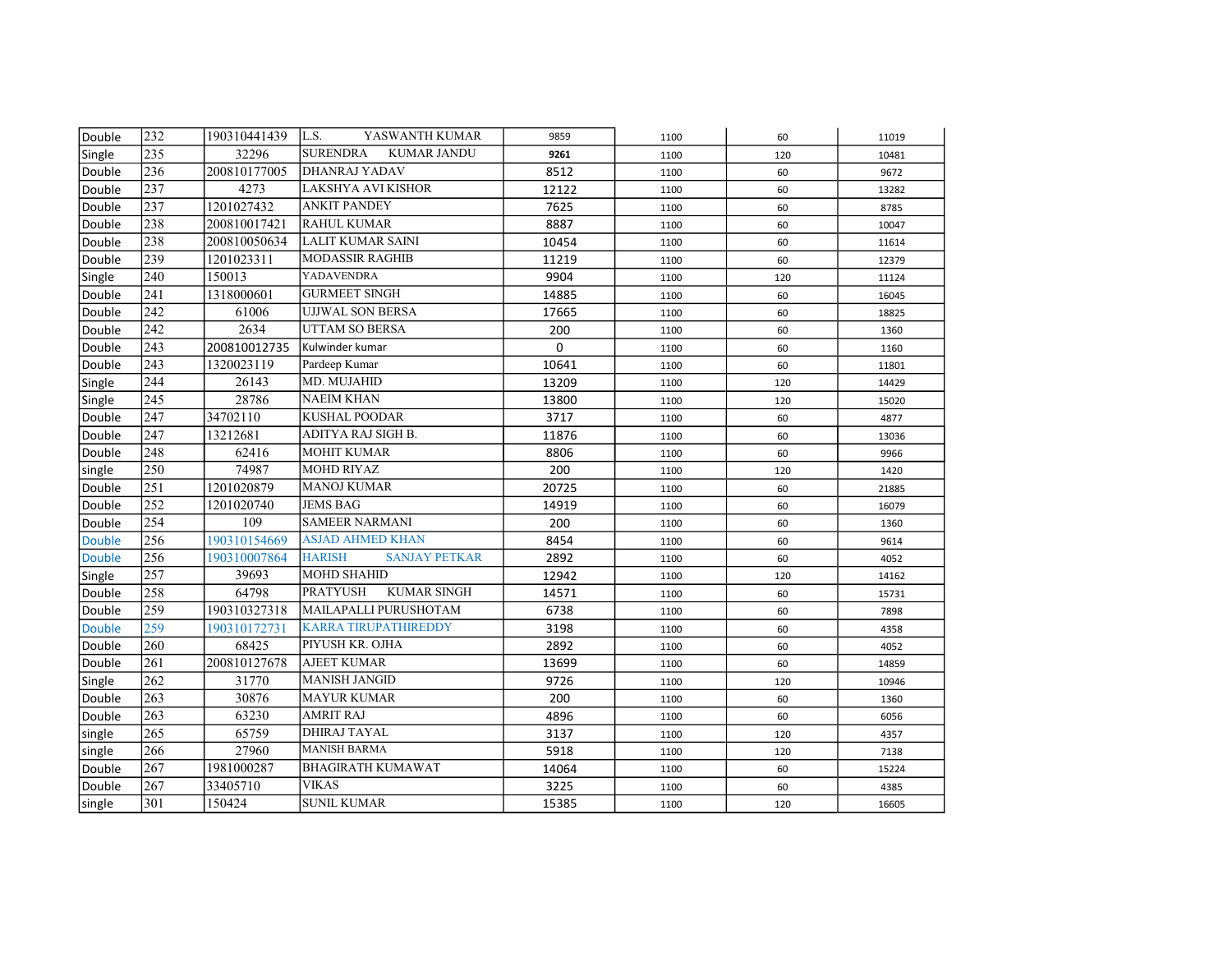| | | | | | | | |
|---|---|---|---|---|---|---|---|
| Double | 232 | 190310441439 | L.S. YASWANTH KUMAR | 9859 | 1100 | 60 | 11019 |
| Single | 235 | 32296 | SURENDRA KUMAR JANDU | **9261** | 1100 | 120 | 10481 |
| Double | 236 | 200810177005 | DHANRAJ YADAV | 8512 | 1100 | 60 | 9672 |
| Double | 237 | 4273 | LAKSHYA AVI KISHOR | 12122 | 1100 | 60 | 13282 |
| Double | 237 | 1201027432 | ANKIT PANDEY | 7625 | 1100 | 60 | 8785 |
| Double | 238 | 200810017421 | RAHUL KUMAR | 8887 | 1100 | 60 | 10047 |
| Double | 238 | 200810050634 | LALIT KUMAR SAINI | 10454 | 1100 | 60 | 11614 |
| Double | 239 | 1201023311 | MODASSIR RAGHIB | 11219 | 1100 | 60 | 12379 |
| Single | 240 | 150013 | YADAVENDRA | 9904 | 1100 | 120 | 11124 |
| Double | 241 | 1318000601 | GURMEET SINGH | 14885 | 1100 | 60 | 16045 |
| Double | 242 | 61006 | UJJWAL SON BERSA | 17665 | 1100 | 60 | 18825 |
| Double | 242 | 2634 | UTTAM SO BERSA | 200 | 1100 | 60 | 1360 |
| Double | 243 | 200810012735 | Kulwinder kumar | 0 | 1100 | 60 | 1160 |
| Double | 243 | 1320023119 | Pardeep Kumar | 10641 | 1100 | 60 | 11801 |
| Single | 244 | 26143 | MD. MUJAHID | 13209 | 1100 | 120 | 14429 |
| Single | 245 | 28786 | NAEIM KHAN | 13800 | 1100 | 120 | 15020 |
| Double | 247 | 34702110 | KUSHAL POODAR | 3717 | 1100 | 60 | 4877 |
| Double | 247 | 13212681 | ADITYA RAJ SIGH B. | 11876 | 1100 | 60 | 13036 |
| Double | 248 | 62416 | MOHIT KUMAR | 8806 | 1100 | 60 | 9966 |
| single | 250 | 74987 | MOHD RIYAZ | 200 | 1100 | 120 | 1420 |
| Double | 251 | 1201020879 | MANOJ KUMAR | 20725 | 1100 | 60 | 21885 |
| Double | 252 | 1201020740 | JEMS BAG | 14919 | 1100 | 60 | 16079 |
| Double | 254 | 109 | SAMEER NARMANI | 200 | 1100 | 60 | 1360 |
| Double | 256 | 190310154669 | ASJAD AHMED KHAN | 8454 | 1100 | 60 | 9614 |
| Double | 256 | 190310007864 | HARISH SANJAY PETKAR | 2892 | 1100 | 60 | 4052 |
| Single | 257 | 39693 | MOHD SHAHID | 12942 | 1100 | 120 | 14162 |
| Double | 258 | 64798 | PRATYUSH KUMAR SINGH | 14571 | 1100 | 60 | 15731 |
| Double | 259 | 190310327318 | MAILAPALLI PURUSHOTAM | 6738 | 1100 | 60 | 7898 |
| Double | 259 | 190310172731 | KARRA TIRUPATHIREDDY | 3198 | 1100 | 60 | 4358 |
| Double | 260 | 68425 | PIYUSH KR. OJHA | 2892 | 1100 | 60 | 4052 |
| Double | 261 | 200810127678 | AJEET KUMAR | 13699 | 1100 | 60 | 14859 |
| Single | 262 | 31770 | MANISH JANGID | 9726 | 1100 | 120 | 10946 |
| Double | 263 | 30876 | MAYUR KUMAR | 200 | 1100 | 60 | 1360 |
| Double | 263 | 63230 | AMRIT RAJ | 4896 | 1100 | 60 | 6056 |
| single | 265 | 65759 | DHIRAJ TAYAL | 3137 | 1100 | 120 | 4357 |
| single | 266 | 27960 | MANISH BARMA | 5918 | 1100 | 120 | 7138 |
| Double | 267 | 1981000287 | BHAGIRATH KUMAWAT | 14064 | 1100 | 60 | 15224 |
| Double | 267 | 33405710 | VIKAS | 3225 | 1100 | 60 | 4385 |
| single | 301 | 150424 | SUNIL KUMAR | 15385 | 1100 | 120 | 16605 |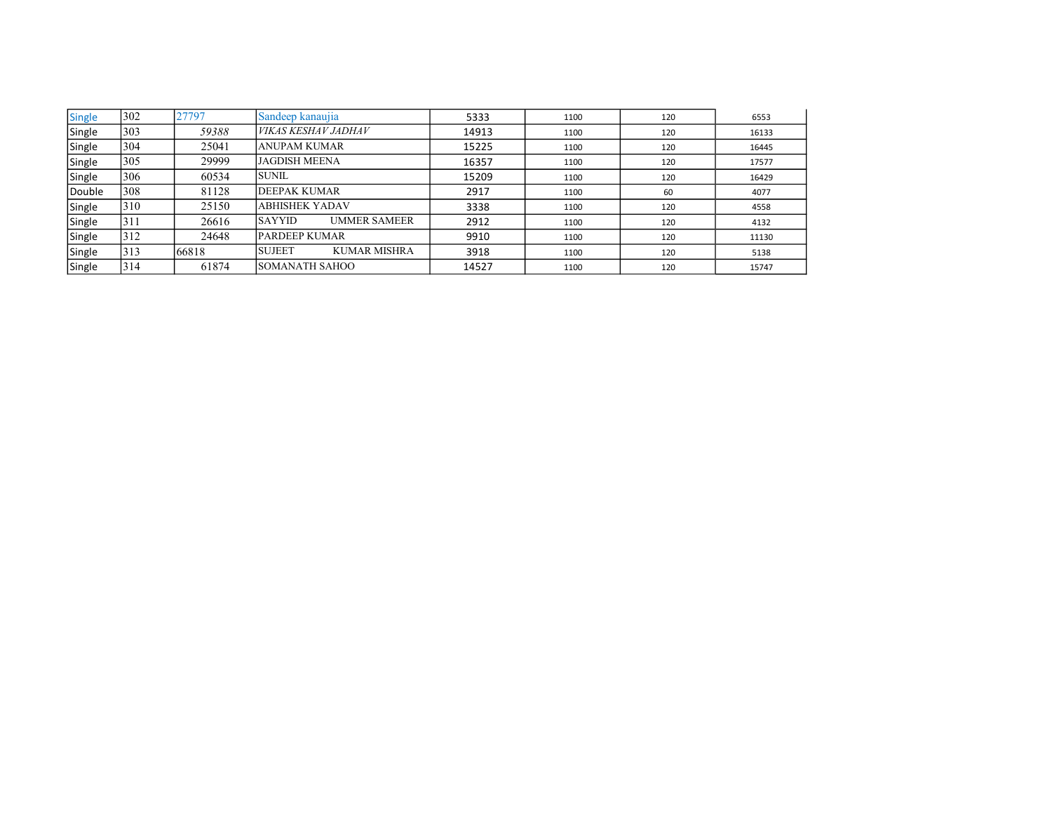| | | | | | | | |
|---|---|---|---|---|---|---|---|
| Single | 302 | 27797 | Sandeep kanaujia | 5333 | 1100 | 120 | 6553 |
| Single | 303 | *59388* | *VIKAS KESHAV JADHAV* | 14913 | 1100 | 120 | 16133 |
| Single | 304 | 25041 | ANUPAM KUMAR | 15225 | 1100 | 120 | 16445 |
| Single | 305 | 29999 | JAGDISH MEENA | 16357 | 1100 | 120 | 17577 |
| Single | 306 | 60534 | SUNIL | 15209 | 1100 | 120 | 16429 |
| Double | 308 | 81128 | DEEPAK KUMAR | 2917 | 1100 | 60 | 4077 |
| Single | 310 | 25150 | ABHISHEK YADAV | 3338 | 1100 | 120 | 4558 |
| Single | 311 | 26616 | SAYYID UMMER SAMEER | 2912 | 1100 | 120 | 4132 |
| Single | 312 | 24648 | PARDEEP KUMAR | 9910 | 1100 | 120 | 11130 |
| Single | 313 | 66818 | SUJEET KUMAR MISHRA | 3918 | 1100 | 120 | 5138 |
| Single | 314 | 61874 | SOMANATH SAHOO | 14527 | 1100 | 120 | 15747 |